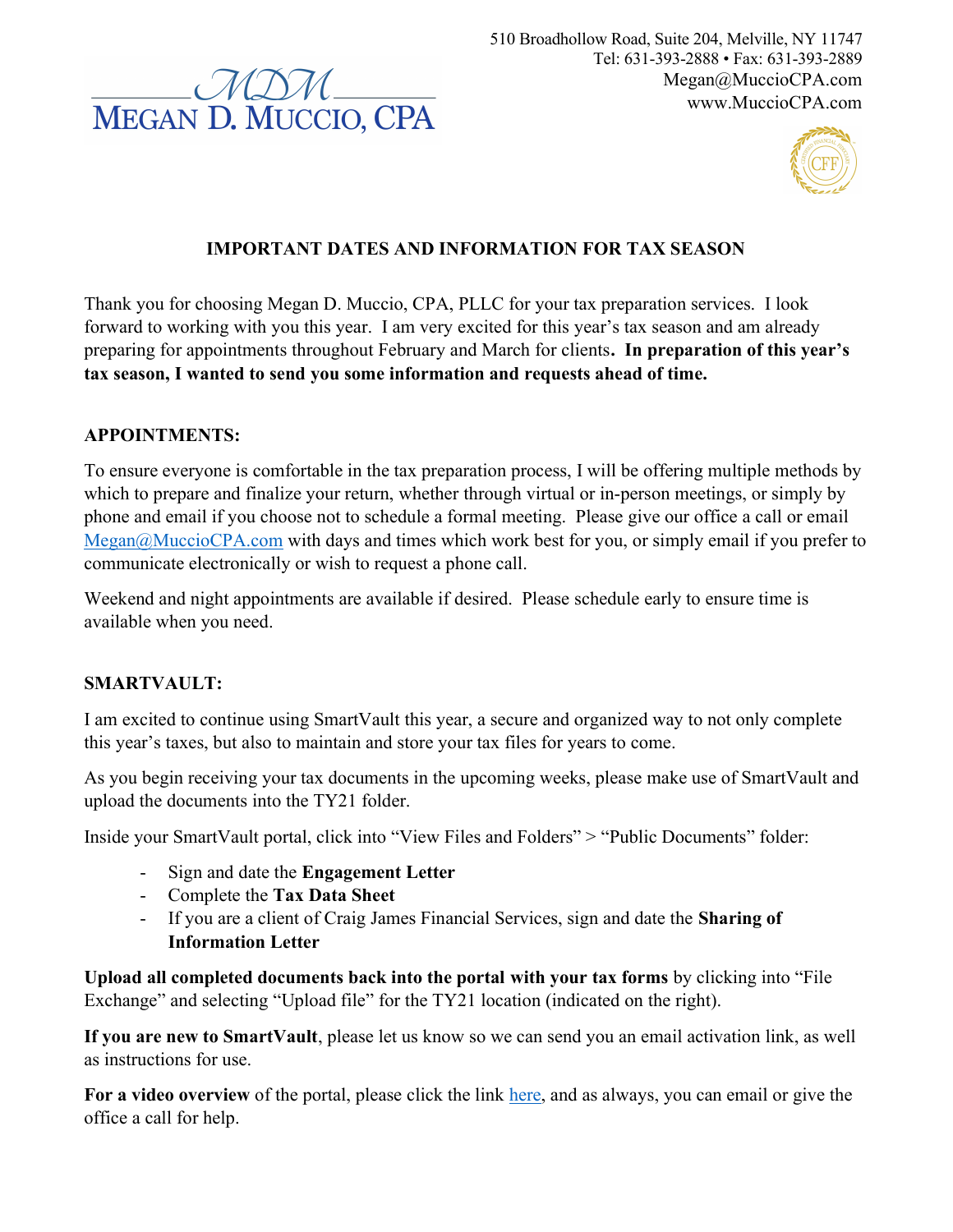MDM

MEGAN D. MUCCIO, CPA

510 Broadhollow Road, Suite 204, Melville, NY 11747
Tel: 631-393-2888 • Fax: 631-393-2889
Megan@MuccioCPA.com
www.MuccioCPA.com

## IMPORTANT DATES AND INFORMATION FOR TAX SEASON

Thank you for choosing Megan D. Muccio, CPA, PLLC for your tax preparation services. I look forward to working with you this year. I am very excited for this year's tax season and am already preparing for appointments throughout February and March for clients**. In preparation of this year's tax season, I wanted to send you some information and requests ahead of time.**

### APPOINTMENTS:

To ensure everyone is comfortable in the tax preparation process, I will be offering multiple methods by which to prepare and finalize your return, whether through virtual or in-person meetings, or simply by phone and email if you choose not to schedule a formal meeting. Please give our office a call or email Megan@MuccioCPA.com with days and times which work best for you, or simply email if you prefer to communicate electronically or wish to request a phone call.

Weekend and night appointments are available if desired. Please schedule early to ensure time is available when you need.

### SMARTVAULT:

I am excited to continue using SmartVault this year, a secure and organized way to not only complete this year's taxes, but also to maintain and store your tax files for years to come.

As you begin receiving your tax documents in the upcoming weeks, please make use of SmartVault and upload the documents into the TY21 folder.

Inside your SmartVault portal, click into "View Files and Folders" > "Public Documents" folder:

- Sign and date the **Engagement Letter**
- Complete the **Tax Data Sheet**
- If you are a client of Craig James Financial Services, sign and date the **Sharing of Information Letter**

**Upload all completed documents back into the portal with your tax forms** by clicking into "File Exchange" and selecting "Upload file" for the TY21 location (indicated on the right).

**If you are new to SmartVault**, please let us know so we can send you an email activation link, as well as instructions for use.

**For a video overview** of the portal, please click the link here, and as always, you can email or give the office a call for help.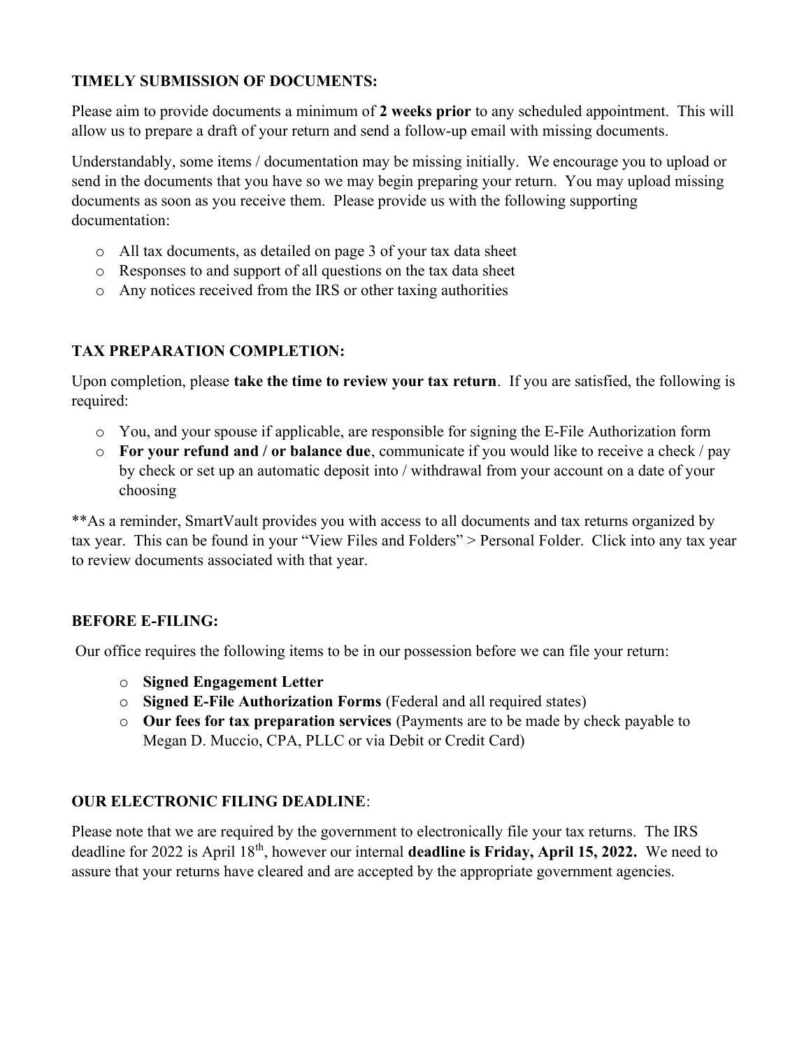## TIMELY SUBMISSION OF DOCUMENTS:

Please aim to provide documents a minimum of **2 weeks prior** to any scheduled appointment. This will allow us to prepare a draft of your return and send a follow-up email with missing documents.

Understandably, some items / documentation may be missing initially. We encourage you to upload or send in the documents that you have so we may begin preparing your return. You may upload missing documents as soon as you receive them. Please provide us with the following supporting documentation:

- All tax documents, as detailed on page 3 of your tax data sheet
- Responses to and support of all questions on the tax data sheet
- Any notices received from the IRS or other taxing authorities

## TAX PREPARATION COMPLETION:

Upon completion, please **take the time to review your tax return**. If you are satisfied, the following is required:

- You, and your spouse if applicable, are responsible for signing the E-File Authorization form
- **For your refund and / or balance due**, communicate if you would like to receive a check / pay by check or set up an automatic deposit into / withdrawal from your account on a date of your choosing

**As a reminder, SmartVault provides you with access to all documents and tax returns organized by tax year. This can be found in your "View Files and Folders" > Personal Folder. Click into any tax year to review documents associated with that year.

## BEFORE E-FILING:

Our office requires the following items to be in our possession before we can file your return:

- **Signed Engagement Letter**
- **Signed E-File Authorization Forms** (Federal and all required states)
- **Our fees for tax preparation services** (Payments are to be made by check payable to Megan D. Muccio, CPA, PLLC or via Debit or Credit Card)

## OUR ELECTRONIC FILING DEADLINE:

Please note that we are required by the government to electronically file your tax returns. The IRS deadline for 2022 is April 18th, however our internal **deadline is Friday, April 15, 2022.** We need to assure that your returns have cleared and are accepted by the appropriate government agencies.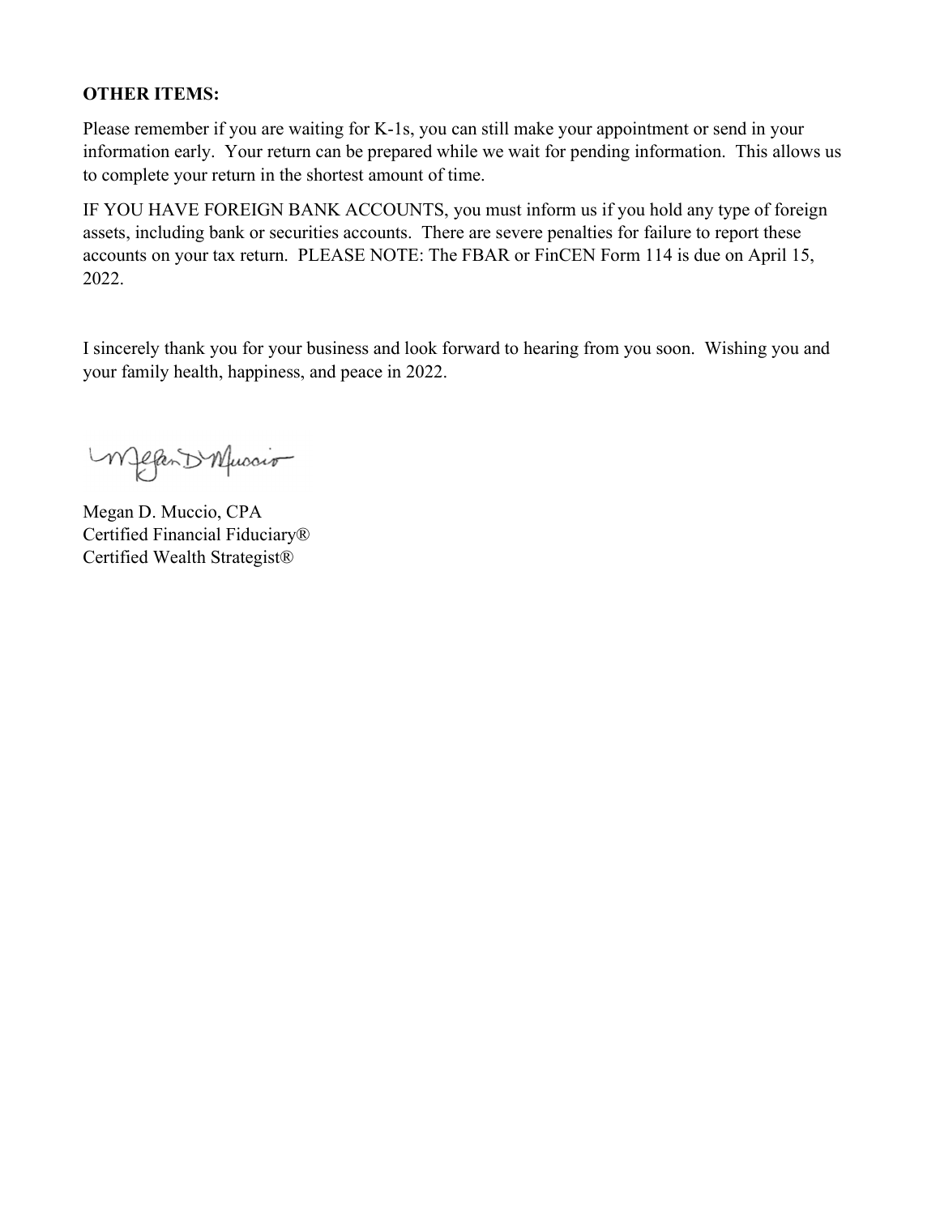**OTHER ITEMS:**

Please remember if you are waiting for K-1s, you can still make your appointment or send in your information early. Your return can be prepared while we wait for pending information. This allows us to complete your return in the shortest amount of time.

IF YOU HAVE FOREIGN BANK ACCOUNTS, you must inform us if you hold any type of foreign assets, including bank or securities accounts. There are severe penalties for failure to report these accounts on your tax return. PLEASE NOTE: The FBAR or FinCEN Form 114 is due on April 15, 2022.

I sincerely thank you for your business and look forward to hearing from you soon. Wishing you and your family health, happiness, and peace in 2022.

Megan D. Muccio, CPA
Certified Financial Fiduciary®
Certified Wealth Strategist®